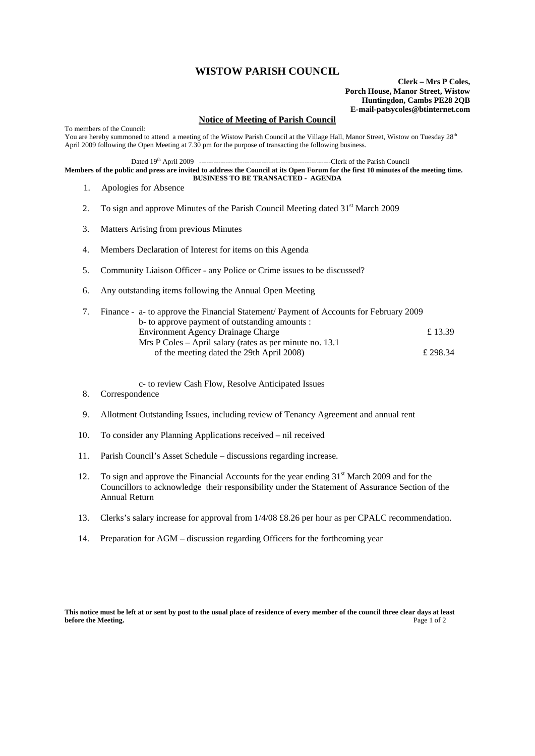# WISTOW PARISH COUNCIL

**Clerk – Mrs P Coles,**
**Porch House, Manor Street, Wistow**
**Huntingdon, Cambs PE28 2QB**
**E-mail-patsycoles@btinternet.com**

## Notice of Meeting of Parish Council

To members of the Council:
You are hereby summoned to attend a meeting of the Wistow Parish Council at the Village Hall, Manor Street, Wistow on Tuesday 28th April 2009 following the Open Meeting at 7.30 pm for the purpose of transacting the following business.

Dated 19th April 2009 --------------------------------------------------------Clerk of the Parish Council

**Members of the public and press are invited to address the Council at its Open Forum for the first 10 minutes of the meeting time.**

**BUSINESS TO BE TRANSACTED - AGENDA**

1. Apologies for Absence
2. To sign and approve Minutes of the Parish Council Meeting dated 31st March 2009
3. Matters Arising from previous Minutes
4. Members Declaration of Interest for items on this Agenda
5. Community Liaison Officer - any Police or Crime issues to be discussed?
6. Any outstanding items following the Annual Open Meeting
7. Finance - a- to approve the Financial Statement/ Payment of Accounts for February 2009
   b- to approve payment of outstanding amounts :
   Environment Agency Drainage Charge £ 13.39
   Mrs P Coles – April salary (rates as per minute no. 13.1 of the meeting dated the 29th April 2008) £ 298.34

   c- to review Cash Flow, Resolve Anticipated Issues
8. Correspondence
9. Allotment Outstanding Issues, including review of Tenancy Agreement and annual rent
10. To consider any Planning Applications received – nil received
11. Parish Council's Asset Schedule – discussions regarding increase.
12. To sign and approve the Financial Accounts for the year ending 31st March 2009 and for the Councillors to acknowledge their responsibility under the Statement of Assurance Section of the Annual Return
13. Clerks's salary increase for approval from 1/4/08 £8.26 per hour as per CPALC recommendation.
14. Preparation for AGM – discussion regarding Officers for the forthcoming year

**This notice must be left at or sent by post to the usual place of residence of every member of the council three clear days at least before the Meeting.**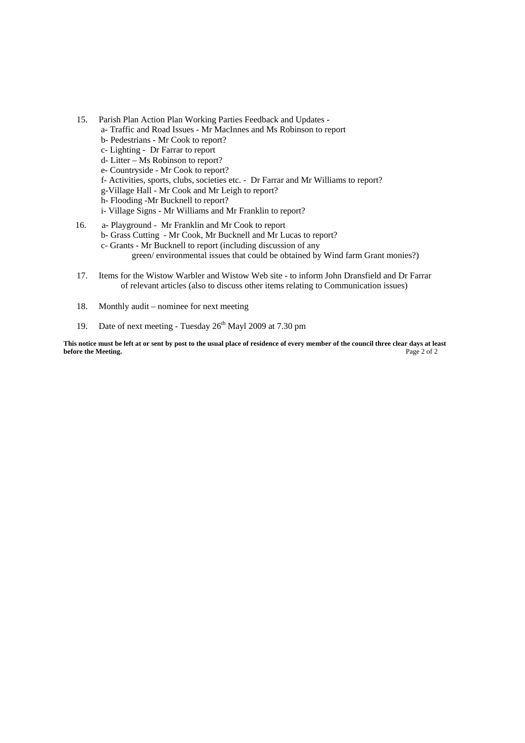15. Parish Plan Action Plan Working Parties Feedback and Updates -
    - a- Traffic and Road Issues - Mr MacInnes and Ms Robinson to report
    - b- Pedestrians - Mr Cook to report?
    - c- Lighting - Dr Farrar to report
    - d- Litter – Ms Robinson to report?
    - e- Countryside - Mr Cook to report?
    - f- Activities, sports, clubs, societies etc. - Dr Farrar and Mr Williams to report?
    - g-Village Hall - Mr Cook and Mr Leigh to report?
    - h- Flooding -Mr Bucknell to report?
    - i- Village Signs - Mr Williams and Mr Franklin to report?

16. a- Playground - Mr Franklin and Mr Cook to report
    - b- Grass Cutting - Mr Cook, Mr Bucknell and Mr Lucas to report?
    - c- Grants - Mr Bucknell to report (including discussion of any green/ environmental issues that could be obtained by Wind farm Grant monies?)

17. Items for the Wistow Warbler and Wistow Web site - to inform John Dransfield and Dr Farrar of relevant articles (also to discuss other items relating to Communication issues)

18. Monthly audit – nominee for next meeting

19. Date of next meeting - Tuesday 26th Mayl 2009 at 7.30 pm

**This notice must be left at or sent by post to the usual place of residence of every member of the council three clear days at least before the Meeting.**